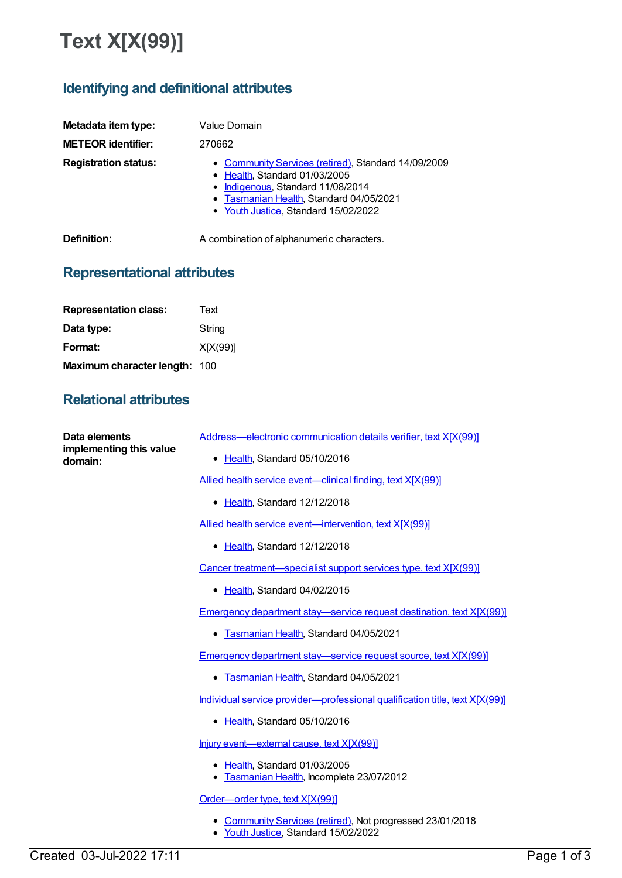# Text X[X(99)]

## Identifying and definitional attributes

| | |
|---|---|
| **Metadata item type:** | Value Domain |
| **METEOR identifier:** | 270662 |
| **Registration status:** | • Community Services (retired), Standard 14/09/2009<br>• Health, Standard 01/03/2005<br>• Indigenous, Standard 11/08/2014<br>• Tasmanian Health, Standard 04/05/2021<br>• Youth Justice, Standard 15/02/2022 |
| **Definition:** | A combination of alphanumeric characters. |

## Representational attributes

| | |
|---|---|
| **Representation class:** | Text |
| **Data type:** | String |
| **Format:** | X[X(99)] |
| **Maximum character length:** | 100 |

## Relational attributes

**Data elements implementing this value domain:**

Address—electronic communication details verifier, text X[X(99)]

- Health, Standard 05/10/2016

Allied health service event—clinical finding, text X[X(99)]

- Health, Standard 12/12/2018

Allied health service event—intervention, text X[X(99)]

- Health, Standard 12/12/2018

Cancer treatment—specialist support services type, text X[X(99)]

- Health, Standard 04/02/2015

Emergency department stay—service request destination, text X[X(99)]

- Tasmanian Health, Standard 04/05/2021

Emergency department stay—service request source, text X[X(99)]

- Tasmanian Health, Standard 04/05/2021

Individual service provider—professional qualification title, text X[X(99)]

- Health, Standard 05/10/2016

Injury event—external cause, text X[X(99)]

- Health, Standard 01/03/2005
- Tasmanian Health, Incomplete 23/07/2012

Order—order type, text X[X(99)]

- Community Services (retired), Not progressed 23/01/2018
- Youth Justice, Standard 15/02/2022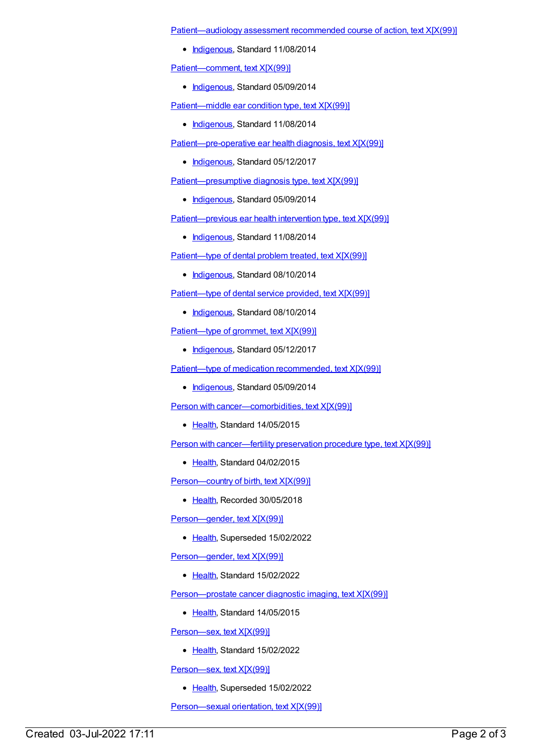Patient—audiology assessment recommended course of action, text X[X(99)]

- Indigenous, Standard 11/08/2014

Patient—comment, text X[X(99)]

- Indigenous, Standard 05/09/2014

Patient—middle ear condition type, text X[X(99)]

- Indigenous, Standard 11/08/2014

Patient—pre-operative ear health diagnosis, text X[X(99)]

- Indigenous, Standard 05/12/2017

Patient—presumptive diagnosis type, text X[X(99)]

- Indigenous, Standard 05/09/2014

Patient—previous ear health intervention type, text X[X(99)]

- Indigenous, Standard 11/08/2014

Patient—type of dental problem treated, text X[X(99)]

- Indigenous, Standard 08/10/2014

Patient—type of dental service provided, text X[X(99)]

- Indigenous, Standard 08/10/2014

Patient—type of grommet, text X[X(99)]

- Indigenous, Standard 05/12/2017

Patient—type of medication recommended, text X[X(99)]

- Indigenous, Standard 05/09/2014

Person with cancer—comorbidities, text X[X(99)]

- Health, Standard 14/05/2015

Person with cancer—fertility preservation procedure type, text X[X(99)]

- Health, Standard 04/02/2015

Person—country of birth, text X[X(99)]

- Health, Recorded 30/05/2018

Person—gender, text X[X(99)]

- Health, Superseded 15/02/2022

Person—gender, text X[X(99)]

- Health, Standard 15/02/2022

Person—prostate cancer diagnostic imaging, text X[X(99)]

- Health, Standard 14/05/2015

Person—sex, text X[X(99)]

- Health, Standard 15/02/2022

Person—sex, text X[X(99)]

- Health, Superseded 15/02/2022

Person—sexual orientation, text X[X(99)]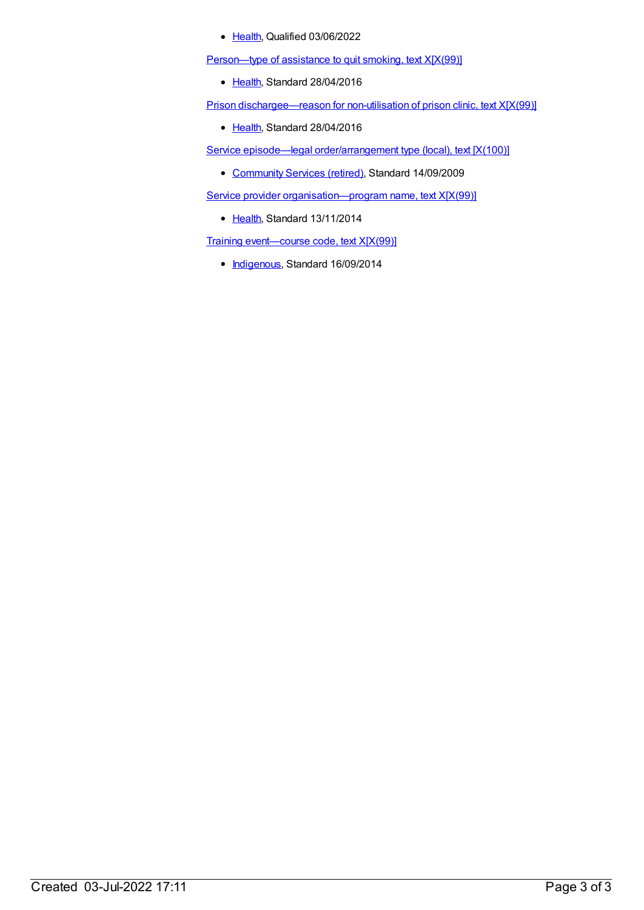- Health, Qualified 03/06/2022

Person—type of assistance to quit smoking, text X[X(99)]

- Health, Standard 28/04/2016

Prison dischargee—reason for non-utilisation of prison clinic, text X[X(99)]

- Health, Standard 28/04/2016

Service episode—legal order/arrangement type (local), text [X(100)]

- Community Services (retired), Standard 14/09/2009

Service provider organisation—program name, text X[X(99)]

- Health, Standard 13/11/2014

Training event—course code, text X[X(99)]

- Indigenous, Standard 16/09/2014